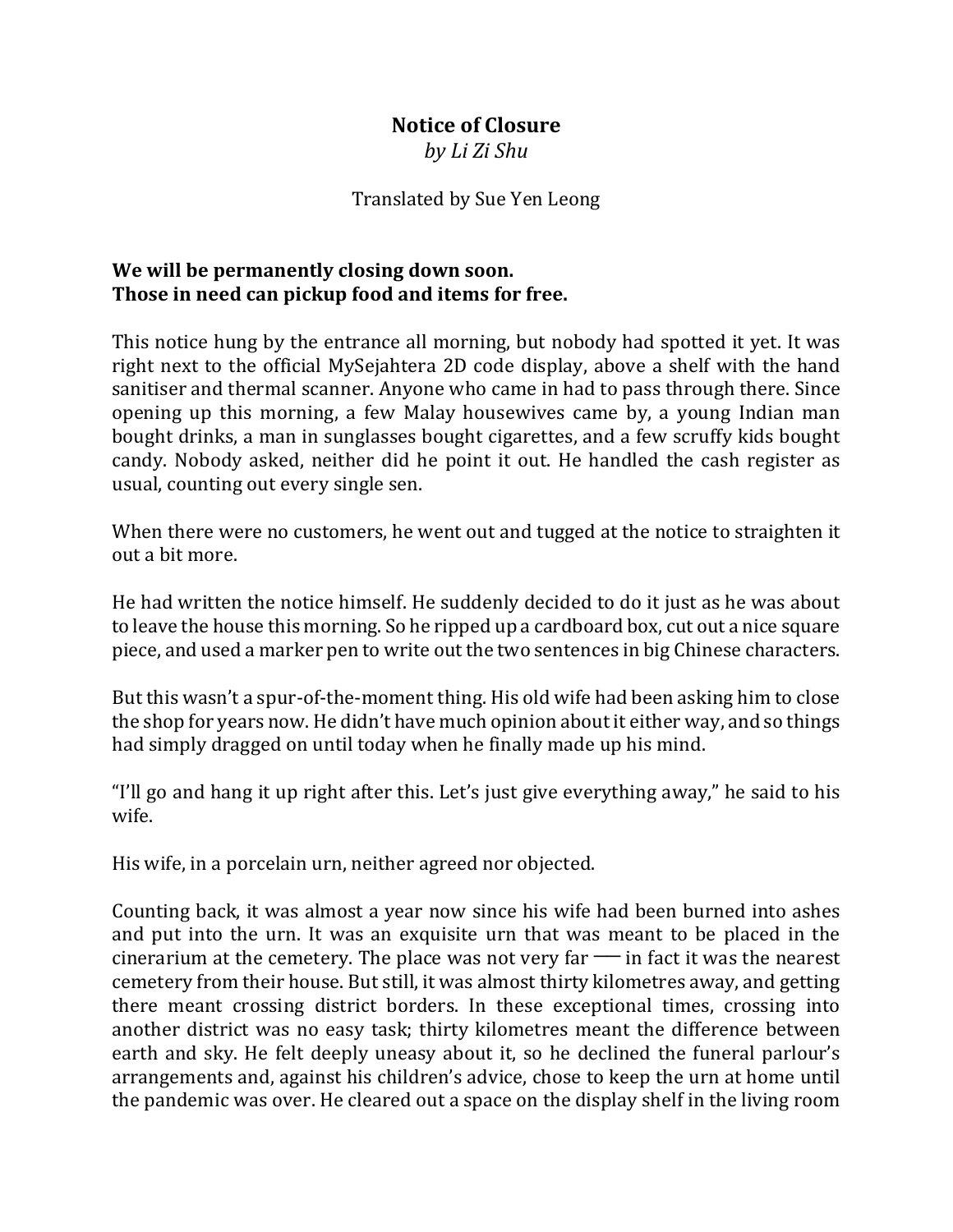# Notice of Closure

*by Li Zi Shu*

Translated by Sue Yen Leong

**We will be permanently closing down soon.**
**Those in need can pickup food and items for free.**

This notice hung by the entrance all morning, but nobody had spotted it yet. It was right next to the official MySejahtera 2D code display, above a shelf with the hand sanitiser and thermal scanner. Anyone who came in had to pass through there. Since opening up this morning, a few Malay housewives came by, a young Indian man bought drinks, a man in sunglasses bought cigarettes, and a few scruffy kids bought candy. Nobody asked, neither did he point it out. He handled the cash register as usual, counting out every single sen.

When there were no customers, he went out and tugged at the notice to straighten it out a bit more.

He had written the notice himself. He suddenly decided to do it just as he was about to leave the house this morning. So he ripped up a cardboard box, cut out a nice square piece, and used a marker pen to write out the two sentences in big Chinese characters.

But this wasn't a spur-of-the-moment thing. His old wife had been asking him to close the shop for years now. He didn't have much opinion about it either way, and so things had simply dragged on until today when he finally made up his mind.

"I'll go and hang it up right after this. Let's just give everything away," he said to his wife.

His wife, in a porcelain urn, neither agreed nor objected.

Counting back, it was almost a year now since his wife had been burned into ashes and put into the urn. It was an exquisite urn that was meant to be placed in the cinerarium at the cemetery. The place was not very far — in fact it was the nearest cemetery from their house. But still, it was almost thirty kilometres away, and getting there meant crossing district borders. In these exceptional times, crossing into another district was no easy task; thirty kilometres meant the difference between earth and sky. He felt deeply uneasy about it, so he declined the funeral parlour's arrangements and, against his children's advice, chose to keep the urn at home until the pandemic was over. He cleared out a space on the display shelf in the living room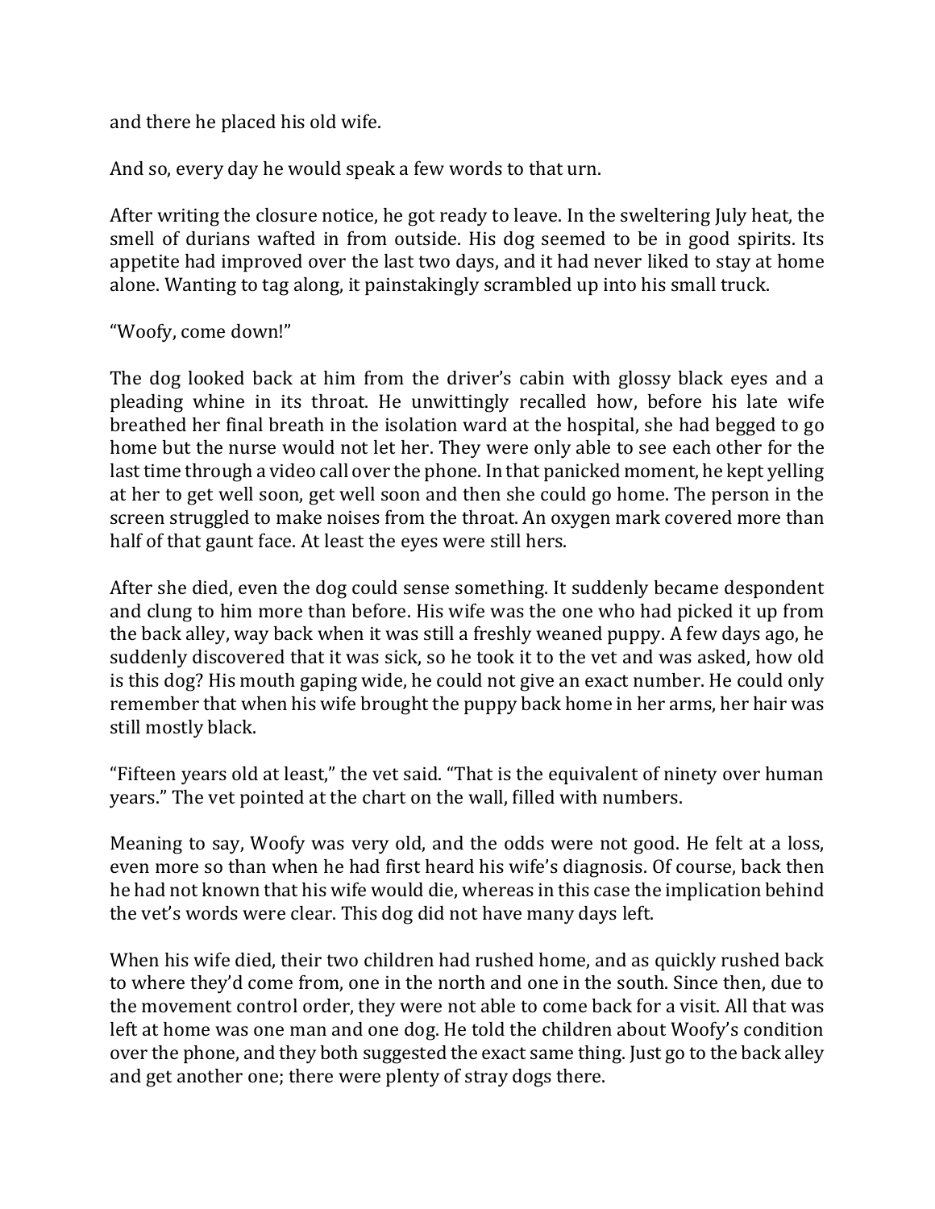and there he placed his old wife.

And so, every day he would speak a few words to that urn.

After writing the closure notice, he got ready to leave. In the sweltering July heat, the smell of durians wafted in from outside. His dog seemed to be in good spirits. Its appetite had improved over the last two days, and it had never liked to stay at home alone. Wanting to tag along, it painstakingly scrambled up into his small truck.

"Woofy, come down!"

The dog looked back at him from the driver's cabin with glossy black eyes and a pleading whine in its throat. He unwittingly recalled how, before his late wife breathed her final breath in the isolation ward at the hospital, she had begged to go home but the nurse would not let her. They were only able to see each other for the last time through a video call over the phone. In that panicked moment, he kept yelling at her to get well soon, get well soon and then she could go home. The person in the screen struggled to make noises from the throat. An oxygen mark covered more than half of that gaunt face. At least the eyes were still hers.

After she died, even the dog could sense something. It suddenly became despondent and clung to him more than before. His wife was the one who had picked it up from the back alley, way back when it was still a freshly weaned puppy. A few days ago, he suddenly discovered that it was sick, so he took it to the vet and was asked, how old is this dog? His mouth gaping wide, he could not give an exact number. He could only remember that when his wife brought the puppy back home in her arms, her hair was still mostly black.

"Fifteen years old at least," the vet said. "That is the equivalent of ninety over human years." The vet pointed at the chart on the wall, filled with numbers.

Meaning to say, Woofy was very old, and the odds were not good. He felt at a loss, even more so than when he had first heard his wife's diagnosis. Of course, back then he had not known that his wife would die, whereas in this case the implication behind the vet's words were clear. This dog did not have many days left.

When his wife died, their two children had rushed home, and as quickly rushed back to where they'd come from, one in the north and one in the south. Since then, due to the movement control order, they were not able to come back for a visit. All that was left at home was one man and one dog. He told the children about Woofy's condition over the phone, and they both suggested the exact same thing. Just go to the back alley and get another one; there were plenty of stray dogs there.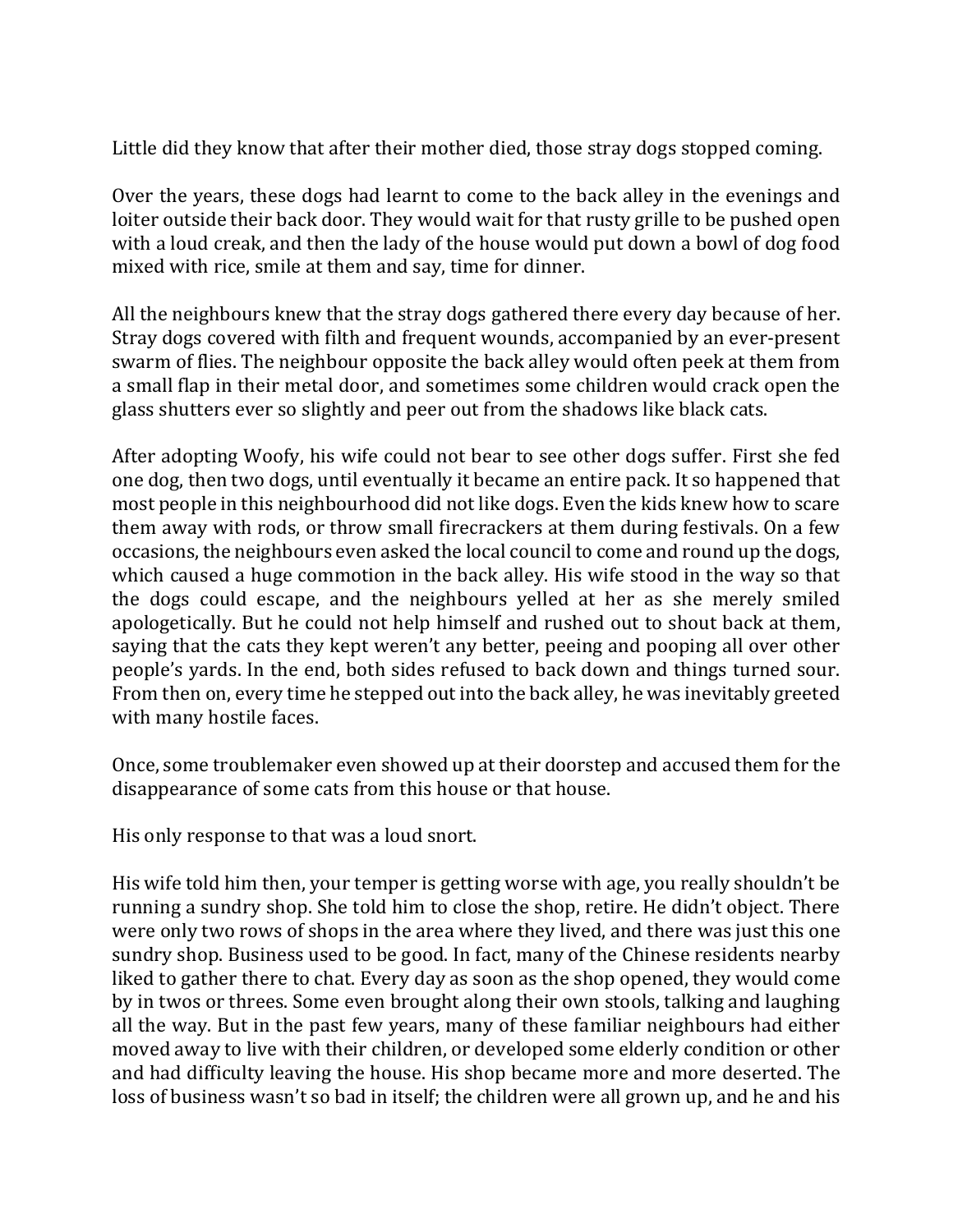Little did they know that after their mother died, those stray dogs stopped coming.

Over the years, these dogs had learnt to come to the back alley in the evenings and loiter outside their back door. They would wait for that rusty grille to be pushed open with a loud creak, and then the lady of the house would put down a bowl of dog food mixed with rice, smile at them and say, time for dinner.

All the neighbours knew that the stray dogs gathered there every day because of her. Stray dogs covered with filth and frequent wounds, accompanied by an ever-present swarm of flies. The neighbour opposite the back alley would often peek at them from a small flap in their metal door, and sometimes some children would crack open the glass shutters ever so slightly and peer out from the shadows like black cats.

After adopting Woofy, his wife could not bear to see other dogs suffer. First she fed one dog, then two dogs, until eventually it became an entire pack. It so happened that most people in this neighbourhood did not like dogs. Even the kids knew how to scare them away with rods, or throw small firecrackers at them during festivals. On a few occasions, the neighbours even asked the local council to come and round up the dogs, which caused a huge commotion in the back alley. His wife stood in the way so that the dogs could escape, and the neighbours yelled at her as she merely smiled apologetically. But he could not help himself and rushed out to shout back at them, saying that the cats they kept weren't any better, peeing and pooping all over other people's yards. In the end, both sides refused to back down and things turned sour. From then on, every time he stepped out into the back alley, he was inevitably greeted with many hostile faces.

Once, some troublemaker even showed up at their doorstep and accused them for the disappearance of some cats from this house or that house.

His only response to that was a loud snort.

His wife told him then, your temper is getting worse with age, you really shouldn't be running a sundry shop. She told him to close the shop, retire. He didn't object. There were only two rows of shops in the area where they lived, and there was just this one sundry shop. Business used to be good. In fact, many of the Chinese residents nearby liked to gather there to chat. Every day as soon as the shop opened, they would come by in twos or threes. Some even brought along their own stools, talking and laughing all the way. But in the past few years, many of these familiar neighbours had either moved away to live with their children, or developed some elderly condition or other and had difficulty leaving the house. His shop became more and more deserted. The loss of business wasn't so bad in itself; the children were all grown up, and he and his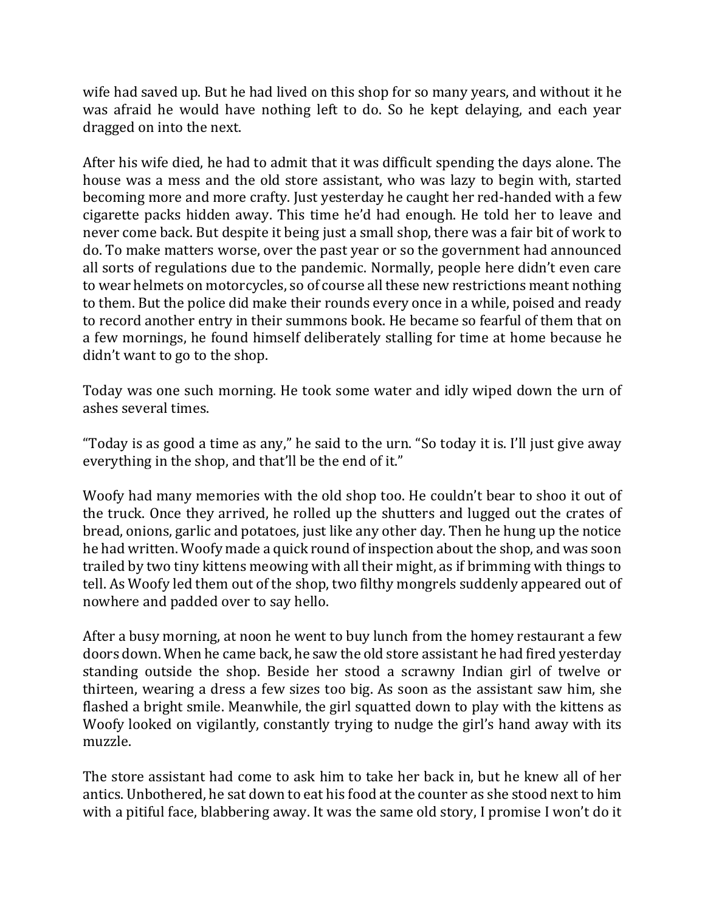wife had saved up. But he had lived on this shop for so many years, and without it he was afraid he would have nothing left to do. So he kept delaying, and each year dragged on into the next.

After his wife died, he had to admit that it was difficult spending the days alone. The house was a mess and the old store assistant, who was lazy to begin with, started becoming more and more crafty. Just yesterday he caught her red-handed with a few cigarette packs hidden away. This time he'd had enough. He told her to leave and never come back. But despite it being just a small shop, there was a fair bit of work to do. To make matters worse, over the past year or so the government had announced all sorts of regulations due to the pandemic. Normally, people here didn't even care to wear helmets on motorcycles, so of course all these new restrictions meant nothing to them. But the police did make their rounds every once in a while, poised and ready to record another entry in their summons book. He became so fearful of them that on a few mornings, he found himself deliberately stalling for time at home because he didn't want to go to the shop.

Today was one such morning. He took some water and idly wiped down the urn of ashes several times.

"Today is as good a time as any," he said to the urn. "So today it is. I'll just give away everything in the shop, and that'll be the end of it."

Woofy had many memories with the old shop too. He couldn't bear to shoo it out of the truck. Once they arrived, he rolled up the shutters and lugged out the crates of bread, onions, garlic and potatoes, just like any other day. Then he hung up the notice he had written. Woofy made a quick round of inspection about the shop, and was soon trailed by two tiny kittens meowing with all their might, as if brimming with things to tell. As Woofy led them out of the shop, two filthy mongrels suddenly appeared out of nowhere and padded over to say hello.

After a busy morning, at noon he went to buy lunch from the homey restaurant a few doors down. When he came back, he saw the old store assistant he had fired yesterday standing outside the shop. Beside her stood a scrawny Indian girl of twelve or thirteen, wearing a dress a few sizes too big. As soon as the assistant saw him, she flashed a bright smile. Meanwhile, the girl squatted down to play with the kittens as Woofy looked on vigilantly, constantly trying to nudge the girl's hand away with its muzzle.

The store assistant had come to ask him to take her back in, but he knew all of her antics. Unbothered, he sat down to eat his food at the counter as she stood next to him with a pitiful face, blabbering away. It was the same old story, I promise I won't do it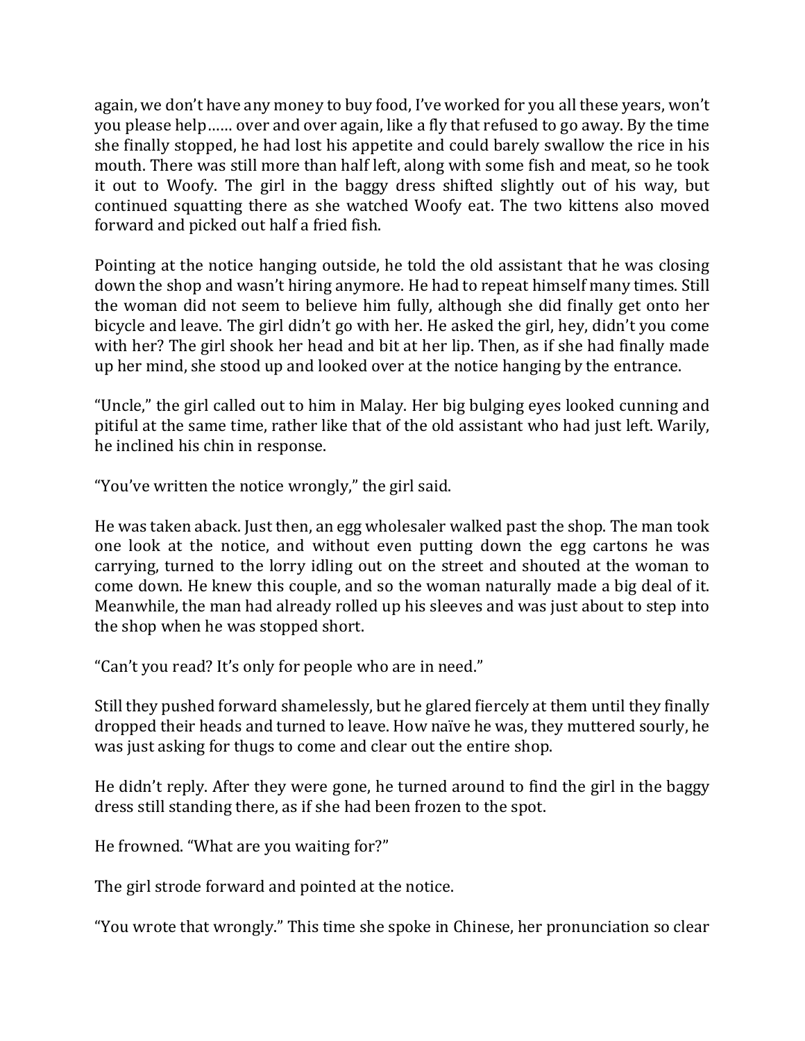again, we don't have any money to buy food, I've worked for you all these years, won't you please help…… over and over again, like a fly that refused to go away. By the time she finally stopped, he had lost his appetite and could barely swallow the rice in his mouth. There was still more than half left, along with some fish and meat, so he took it out to Woofy. The girl in the baggy dress shifted slightly out of his way, but continued squatting there as she watched Woofy eat. The two kittens also moved forward and picked out half a fried fish.

Pointing at the notice hanging outside, he told the old assistant that he was closing down the shop and wasn't hiring anymore. He had to repeat himself many times. Still the woman did not seem to believe him fully, although she did finally get onto her bicycle and leave. The girl didn't go with her. He asked the girl, hey, didn't you come with her? The girl shook her head and bit at her lip. Then, as if she had finally made up her mind, she stood up and looked over at the notice hanging by the entrance.

"Uncle," the girl called out to him in Malay. Her big bulging eyes looked cunning and pitiful at the same time, rather like that of the old assistant who had just left. Warily, he inclined his chin in response.

"You've written the notice wrongly," the girl said.

He was taken aback. Just then, an egg wholesaler walked past the shop. The man took one look at the notice, and without even putting down the egg cartons he was carrying, turned to the lorry idling out on the street and shouted at the woman to come down. He knew this couple, and so the woman naturally made a big deal of it. Meanwhile, the man had already rolled up his sleeves and was just about to step into the shop when he was stopped short.

"Can't you read? It's only for people who are in need."

Still they pushed forward shamelessly, but he glared fiercely at them until they finally dropped their heads and turned to leave. How naïve he was, they muttered sourly, he was just asking for thugs to come and clear out the entire shop.

He didn't reply. After they were gone, he turned around to find the girl in the baggy dress still standing there, as if she had been frozen to the spot.

He frowned. "What are you waiting for?"

The girl strode forward and pointed at the notice.

"You wrote that wrongly." This time she spoke in Chinese, her pronunciation so clear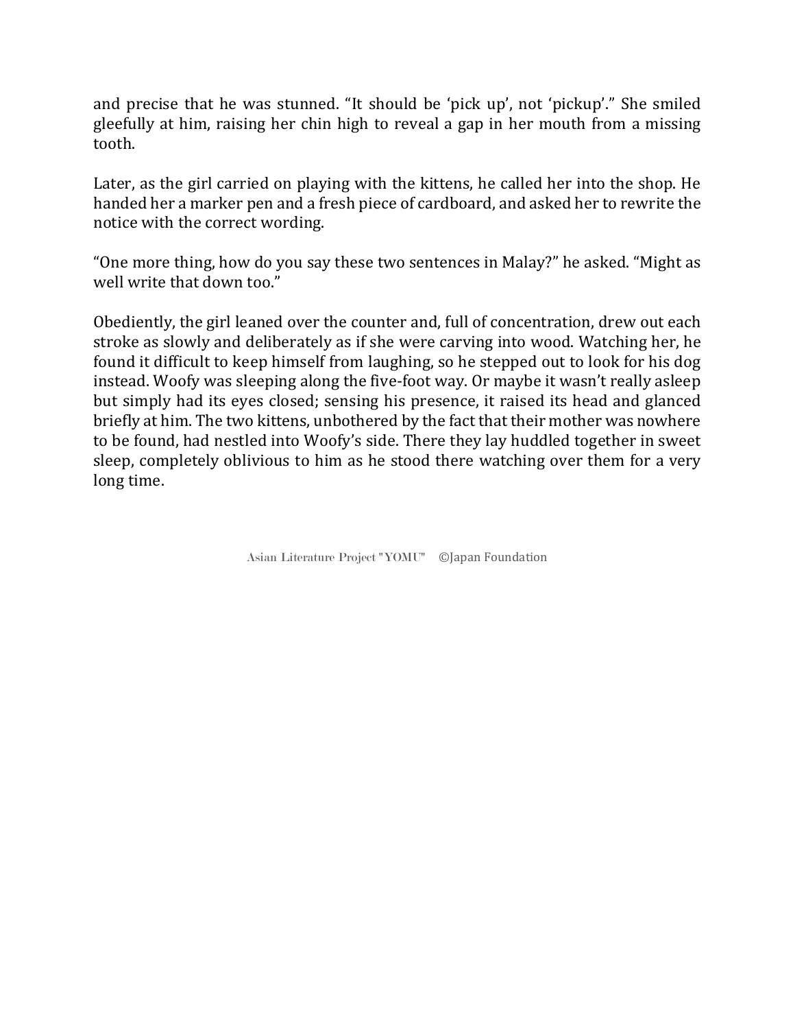and precise that he was stunned. "It should be 'pick up', not 'pickup'." She smiled gleefully at him, raising her chin high to reveal a gap in her mouth from a missing tooth.

Later, as the girl carried on playing with the kittens, he called her into the shop. He handed her a marker pen and a fresh piece of cardboard, and asked her to rewrite the notice with the correct wording.

"One more thing, how do you say these two sentences in Malay?" he asked. "Might as well write that down too."

Obediently, the girl leaned over the counter and, full of concentration, drew out each stroke as slowly and deliberately as if she were carving into wood. Watching her, he found it difficult to keep himself from laughing, so he stepped out to look for his dog instead. Woofy was sleeping along the five-foot way. Or maybe it wasn't really asleep but simply had its eyes closed; sensing his presence, it raised its head and glanced briefly at him. The two kittens, unbothered by the fact that their mother was nowhere to be found, had nestled into Woofy's side. There they lay huddled together in sweet sleep, completely oblivious to him as he stood there watching over them for a very long time.